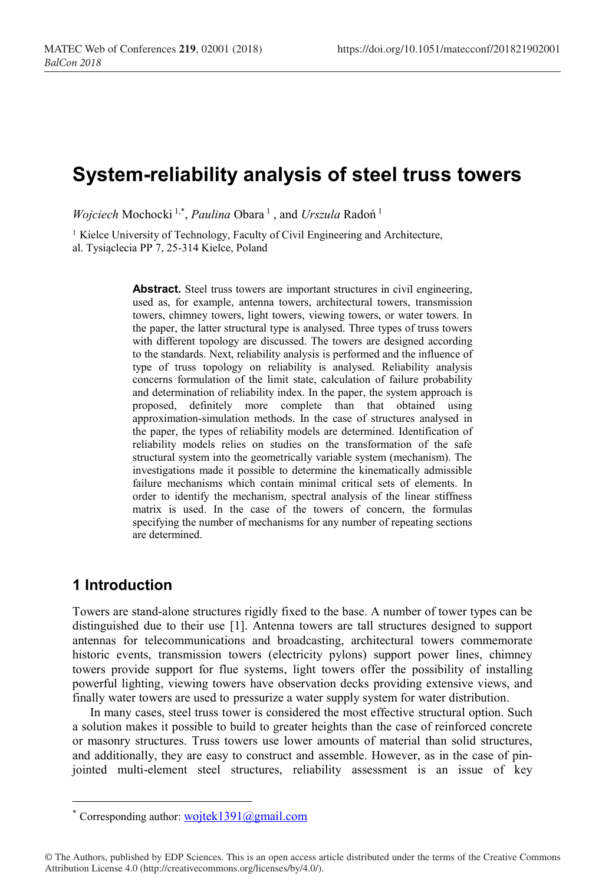# System-reliability analysis of steel truss towers

*Wojciech* Mochocki [1,*], *Paulina* Obara [1], and *Urszula* Radoń [1]

[1] Kielce University of Technology, Faculty of Civil Engineering and Architecture, al. Tysiąclecia PP 7, 25-314 Kielce, Poland

**Abstract.** Steel truss towers are important structures in civil engineering, used as, for example, antenna towers, architectural towers, transmission towers, chimney towers, light towers, viewing towers, or water towers. In the paper, the latter structural type is analysed. Three types of truss towers with different topology are discussed. The towers are designed according to the standards. Next, reliability analysis is performed and the influence of type of truss topology on reliability is analysed. Reliability analysis concerns formulation of the limit state, calculation of failure probability and determination of reliability index. In the paper, the system approach is proposed, definitely more complete than that obtained using approximation-simulation methods. In the case of structures analysed in the paper, the types of reliability models are determined. Identification of reliability models relies on studies on the transformation of the safe structural system into the geometrically variable system (mechanism). The investigations made it possible to determine the kinematically admissible failure mechanisms which contain minimal critical sets of elements. In order to identify the mechanism, spectral analysis of the linear stiffness matrix is used. In the case of the towers of concern, the formulas specifying the number of mechanisms for any number of repeating sections are determined.

## 1 Introduction

Towers are stand-alone structures rigidly fixed to the base. A number of tower types can be distinguished due to their use [1]. Antenna towers are tall structures designed to support antennas for telecommunications and broadcasting, architectural towers commemorate historic events, transmission towers (electricity pylons) support power lines, chimney towers provide support for flue systems, light towers offer the possibility of installing powerful lighting, viewing towers have observation decks providing extensive views, and finally water towers are used to pressurize a water supply system for water distribution.

In many cases, steel truss tower is considered the most effective structural option. Such a solution makes it possible to build to greater heights than the case of reinforced concrete or masonry structures. Truss towers use lower amounts of material than solid structures, and additionally, they are easy to construct and assemble. However, as in the case of pin-jointed multi-element steel structures, reliability assessment is an issue of key

* Corresponding author: wojtek1391@gmail.com

© The Authors, published by EDP Sciences. This is an open access article distributed under the terms of the Creative Commons Attribution License 4.0 (http://creativecommons.org/licenses/by/4.0/).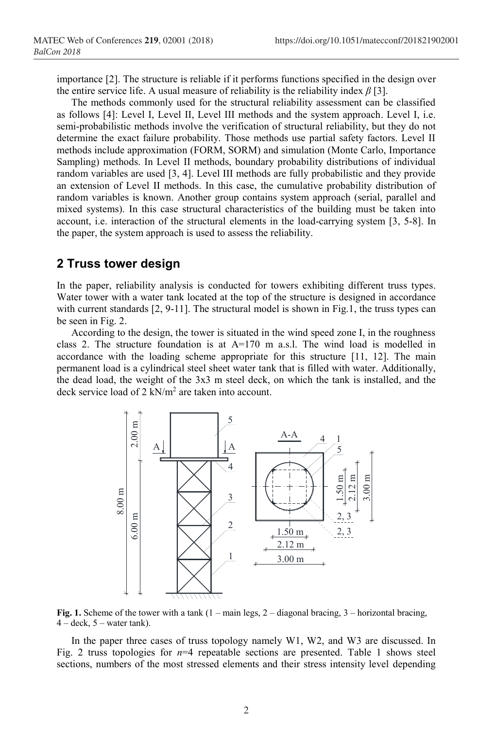importance [2]. The structure is reliable if it performs functions specified in the design over the entire service life. A usual measure of reliability is the reliability index $\beta$ [3].

The methods commonly used for the structural reliability assessment can be classified as follows [4]: Level I, Level II, Level III methods and the system approach. Level I, i.e. semi-probabilistic methods involve the verification of structural reliability, but they do not determine the exact failure probability. Those methods use partial safety factors. Level II methods include approximation (FORM, SORM) and simulation (Monte Carlo, Importance Sampling) methods. In Level II methods, boundary probability distributions of individual random variables are used [3, 4]. Level III methods are fully probabilistic and they provide an extension of Level II methods. In this case, the cumulative probability distribution of random variables is known. Another group contains system approach (serial, parallel and mixed systems). In this case structural characteristics of the building must be taken into account, i.e. interaction of the structural elements in the load-carrying system [3, 5-8]. In the paper, the system approach is used to assess the reliability.

## 2 Truss tower design

In the paper, reliability analysis is conducted for towers exhibiting different truss types. Water tower with a water tank located at the top of the structure is designed in accordance with current standards [2, 9-11]. The structural model is shown in Fig.1, the truss types can be seen in Fig. 2.

According to the design, the tower is situated in the wind speed zone I, in the roughness class 2. The structure foundation is at A=170 m a.s.l. The wind load is modelled in accordance with the loading scheme appropriate for this structure [11, 12]. The main permanent load is a cylindrical steel sheet water tank that is filled with water. Additionally, the dead load, the weight of the 3x3 m steel deck, on which the tank is installed, and the deck service load of 2 kN/m$^2$ are taken into account.

**Fig. 1.** Scheme of the tower with a tank (1 – main legs, 2 – diagonal bracing, 3 – horizontal bracing, 4 – deck, 5 – water tank).

In the paper three cases of truss topology namely W1, W2, and W3 are discussed. In Fig. 2 truss topologies for $n$=4 repeatable sections are presented. Table 1 shows steel sections, numbers of the most stressed elements and their stress intensity level depending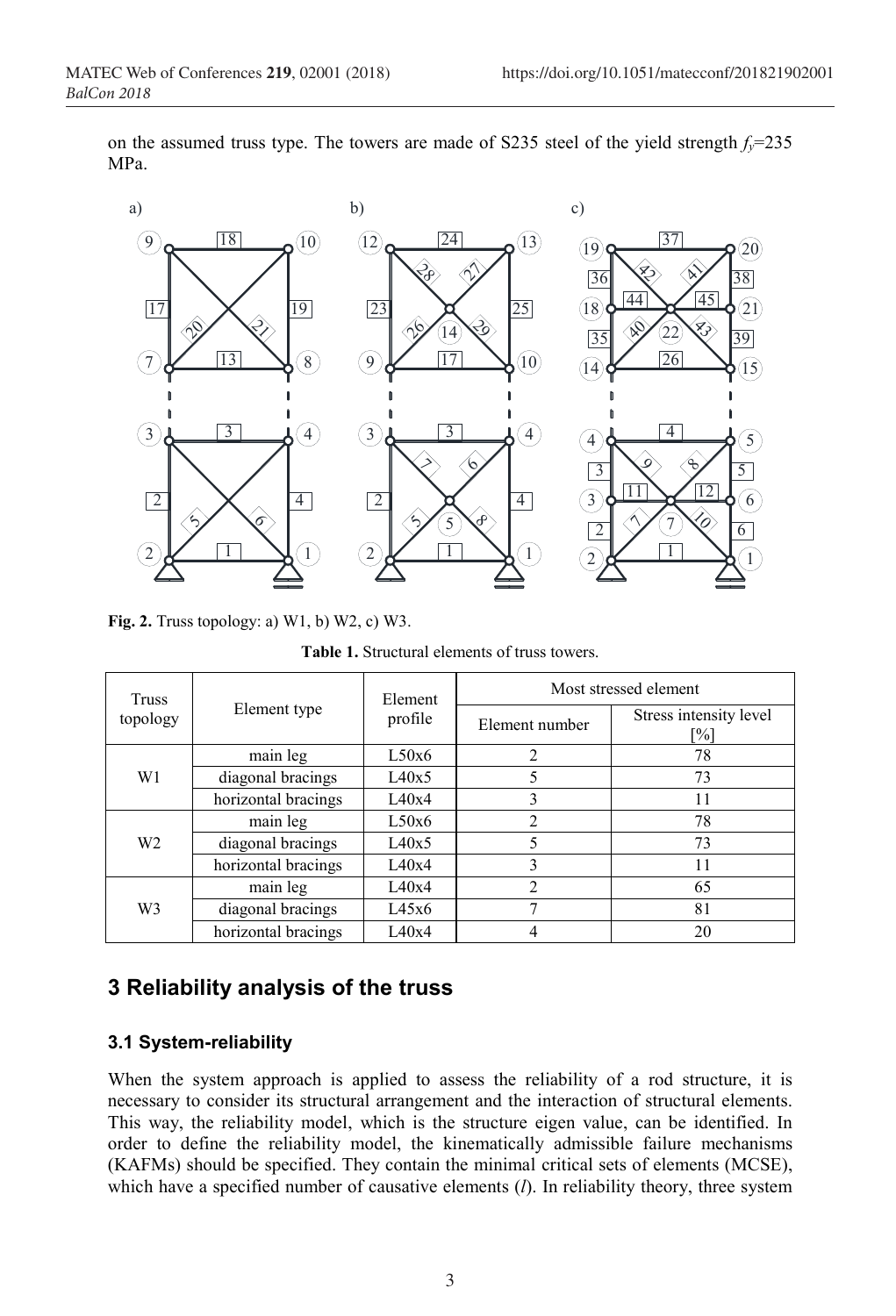on the assumed truss type. The towers are made of S235 steel of the yield strength $f_y$=235 MPa.

**Fig. 2.** Truss topology: a) W1, b) W2, c) W3.

**Table 1.** Structural elements of truss towers.

| Truss topology | Element type | Element profile | Most stressed element | |
|---|---|---|---|---|
| | | | Element number | Stress intensity level [%] |
| W1 | main leg | L50x6 | 2 | 78 |
| | diagonal bracings | L40x5 | 5 | 73 |
| | horizontal bracings | L40x4 | 3 | 11 |
| W2 | main leg | L50x6 | 2 | 78 |
| | diagonal bracings | L40x5 | 5 | 73 |
| | horizontal bracings | L40x4 | 3 | 11 |
| W3 | main leg | L40x4 | 2 | 65 |
| | diagonal bracings | L45x6 | 7 | 81 |
| | horizontal bracings | L40x4 | 4 | 20 |

# 3 Reliability analysis of the truss

## 3.1 System-reliability

When the system approach is applied to assess the reliability of a rod structure, it is necessary to consider its structural arrangement and the interaction of structural elements. This way, the reliability model, which is the structure eigen value, can be identified. In order to define the reliability model, the kinematically admissible failure mechanisms (KAFMs) should be specified. They contain the minimal critical sets of elements (MCSE), which have a specified number of causative elements ($l$). In reliability theory, three system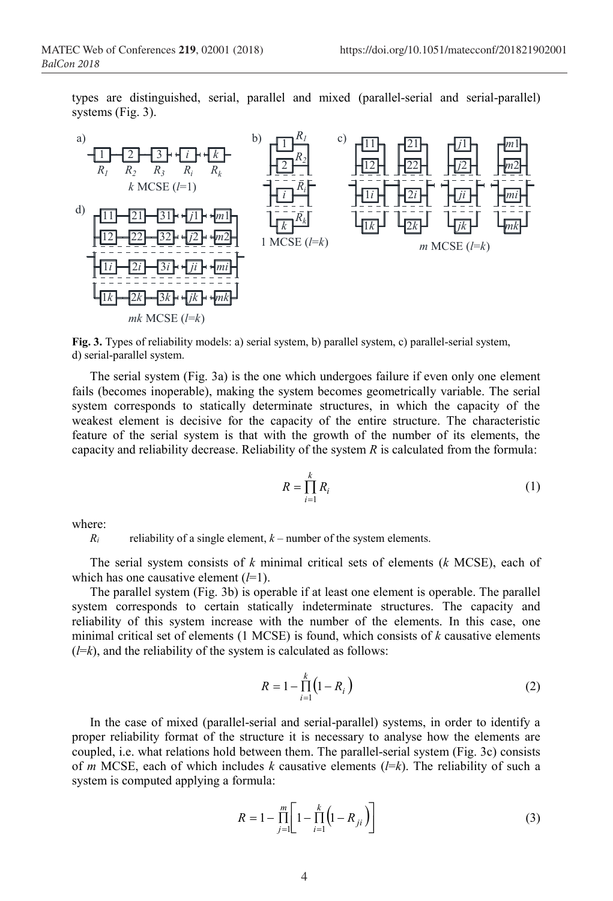types are distinguished, serial, parallel and mixed (parallel-serial and serial-parallel) systems (Fig. 3).

**Fig. 3.** Types of reliability models: a) serial system, b) parallel system, c) parallel-serial system, d) serial-parallel system.

The serial system (Fig. 3a) is the one which undergoes failure if even only one element fails (becomes inoperable), making the system becomes geometrically variable. The serial system corresponds to statically determinate structures, in which the capacity of the weakest element is decisive for the capacity of the entire structure. The characteristic feature of the serial system is that with the growth of the number of its elements, the capacity and reliability decrease. Reliability of the system $R$ is calculated from the formula:

$$R = \prod_{i=1}^{k} R_i \tag{1}$$

where:

$R_i$ reliability of a single element, $k$ – number of the system elements.

The serial system consists of $k$ minimal critical sets of elements ($k$ MCSE), each of which has one causative element ($l$=1).

The parallel system (Fig. 3b) is operable if at least one element is operable. The parallel system corresponds to certain statically indeterminate structures. The capacity and reliability of this system increase with the number of the elements. In this case, one minimal critical set of elements (1 MCSE) is found, which consists of $k$ causative elements ($l$=$k$), and the reliability of the system is calculated as follows:

$$R = 1 - \prod_{i=1}^{k} \left(1 - R_i\right) \tag{2}$$

In the case of mixed (parallel-serial and serial-parallel) systems, in order to identify a proper reliability format of the structure it is necessary to analyse how the elements are coupled, i.e. what relations hold between them. The parallel-serial system (Fig. 3c) consists of $m$ MCSE, each of which includes $k$ causative elements ($l$=$k$). The reliability of such a system is computed applying a formula:

$$R = 1 - \prod_{j=1}^{m} \left[ 1 - \prod_{i=1}^{k} \left(1 - R_{ji}\right) \right] \tag{3}$$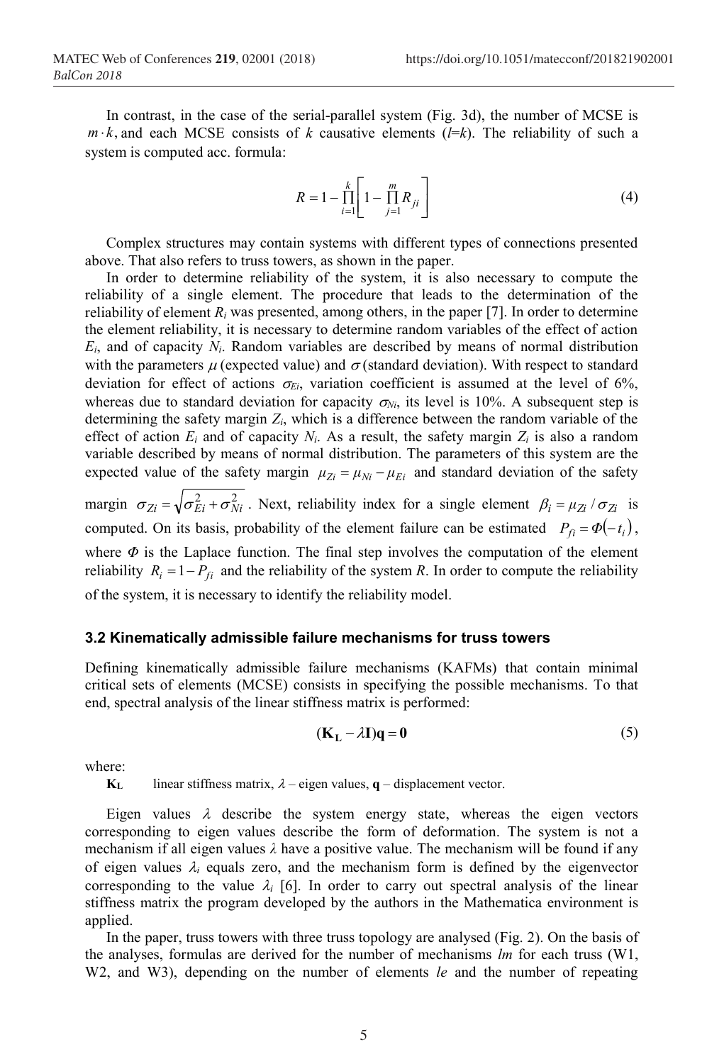In contrast, in the case of the serial-parallel system (Fig. 3d), the number of MCSE is $m \cdot k$, and each MCSE consists of $k$ causative elements ($l$=$k$). The reliability of such a system is computed acc. formula:

$$R = 1 - \prod_{i=1}^{k} \left[ 1 - \prod_{j=1}^{m} R_{ji} \right] \tag{4}$$

Complex structures may contain systems with different types of connections presented above. That also refers to truss towers, as shown in the paper.

In order to determine reliability of the system, it is also necessary to compute the reliability of a single element. The procedure that leads to the determination of the reliability of element $R_i$ was presented, among others, in the paper [7]. In order to determine the element reliability, it is necessary to determine random variables of the effect of action $E_i$, and of capacity $N_i$. Random variables are described by means of normal distribution with the parameters $\mu$ (expected value) and $\sigma$ (standard deviation). With respect to standard deviation for effect of actions $\sigma_{Ei}$, variation coefficient is assumed at the level of 6%, whereas due to standard deviation for capacity $\sigma_{Ni}$, its level is 10%. A subsequent step is determining the safety margin $Z_i$, which is a difference between the random variable of the effect of action $E_i$ and of capacity $N_i$. As a result, the safety margin $Z_i$ is also a random variable described by means of normal distribution. The parameters of this system are the expected value of the safety margin $\mu_{Zi} = \mu_{Ni} - \mu_{Ei}$ and standard deviation of the safety margin $\sigma_{Zi} = \sqrt{\sigma_{Ei}^2 + \sigma_{Ni}^2}$. Next, reliability index for a single element $\beta_i = \mu_{Zi} / \sigma_{Zi}$ is computed. On its basis, probability of the element failure can be estimated $P_{fi} = \Phi(-t_i)$, where $\Phi$ is the Laplace function. The final step involves the computation of the element reliability $R_i = 1 - P_{fi}$ and the reliability of the system $R$. In order to compute the reliability of the system, it is necessary to identify the reliability model.

### 3.2 Kinematically admissible failure mechanisms for truss towers

Defining kinematically admissible failure mechanisms (KAFMs) that contain minimal critical sets of elements (MCSE) consists in specifying the possible mechanisms. To that end, spectral analysis of the linear stiffness matrix is performed:

$$(\mathbf{K_L} - \lambda \mathbf{I})\mathbf{q} = \mathbf{0} \tag{5}$$

where:

$\mathbf{K_L}$ linear stiffness matrix, $\lambda$ – eigen values, $\mathbf{q}$ – displacement vector.

Eigen values $\lambda$ describe the system energy state, whereas the eigen vectors corresponding to eigen values describe the form of deformation. The system is not a mechanism if all eigen values $\lambda$ have a positive value. The mechanism will be found if any of eigen values $\lambda_i$ equals zero, and the mechanism form is defined by the eigenvector corresponding to the value $\lambda_i$ [6]. In order to carry out spectral analysis of the linear stiffness matrix the program developed by the authors in the Mathematica environment is applied.

In the paper, truss towers with three truss topology are analysed (Fig. 2). On the basis of the analyses, formulas are derived for the number of mechanisms *lm* for each truss (W1, W2, and W3), depending on the number of elements *le* and the number of repeating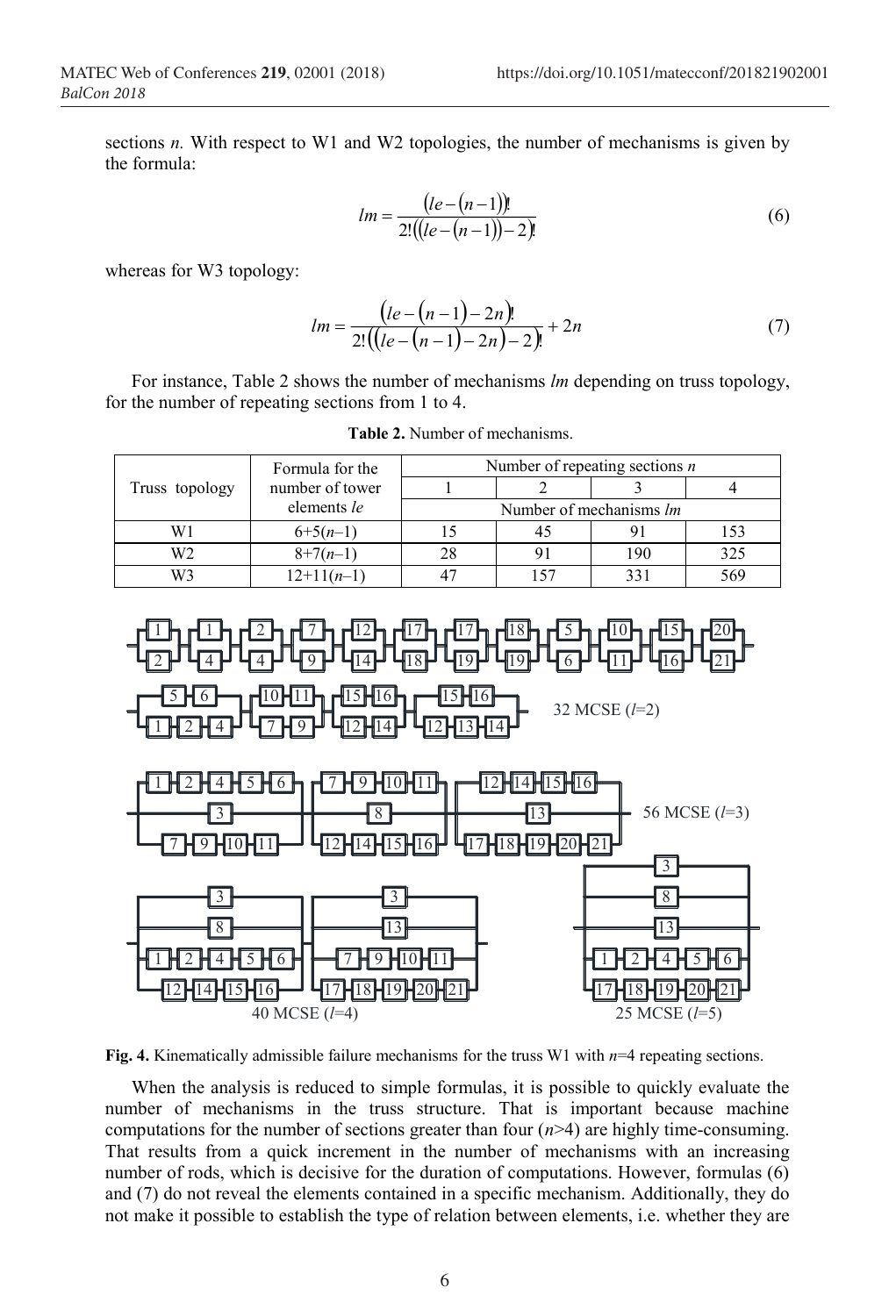sections *n.* With respect to W1 and W2 topologies, the number of mechanisms is given by the formula:

$$lm = \frac{(le-(n-1))!}{2!((le-(n-1))-2)!} \tag{6}$$

whereas for W3 topology:

$$lm = \frac{(le-(n-1)-2n)!}{2!((le-(n-1)-2n)-2)!} + 2n \tag{7}$$

For instance, Table 2 shows the number of mechanisms *lm* depending on truss topology, for the number of repeating sections from 1 to 4.

**Table 2.** Number of mechanisms.

| Truss topology | Formula for the number of tower elements *le* | Number of repeating sections *n* | | | |
|---|---|---|---|---|---|
| | | 1 | 2 | 3 | 4 |
| | | Number of mechanisms *lm* | | | |
| W1 | 6+5(*n*–1) | 15 | 45 | 91 | 153 |
| W2 | 8+7(*n*–1) | 28 | 91 | 190 | 325 |
| W3 | 12+11(*n*–1) | 47 | 157 | 331 | 569 |

**Fig. 4.** Kinematically admissible failure mechanisms for the truss W1 with *n*=4 repeating sections.

When the analysis is reduced to simple formulas, it is possible to quickly evaluate the number of mechanisms in the truss structure. That is important because machine computations for the number of sections greater than four (*n*>4) are highly time-consuming. That results from a quick increment in the number of mechanisms with an increasing number of rods, which is decisive for the duration of computations. However, formulas (6) and (7) do not reveal the elements contained in a specific mechanism. Additionally, they do not make it possible to establish the type of relation between elements, i.e. whether they are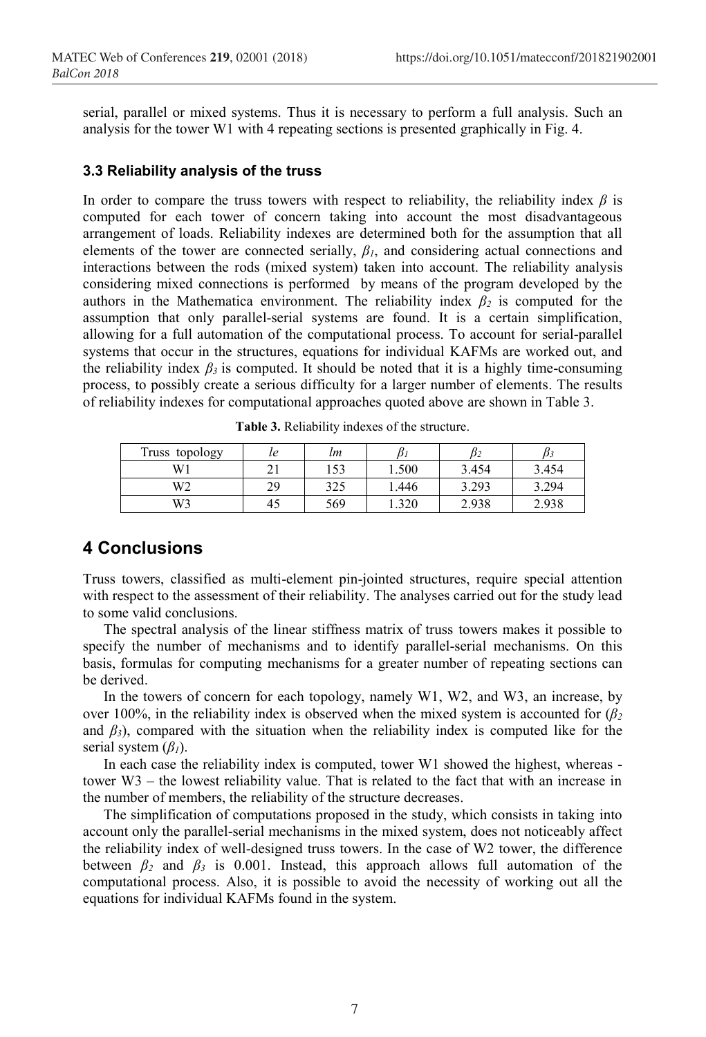serial, parallel or mixed systems. Thus it is necessary to perform a full analysis. Such an analysis for the tower W1 with 4 repeating sections is presented graphically in Fig. 4.

### 3.3 Reliability analysis of the truss

In order to compare the truss towers with respect to reliability, the reliability index $\beta$ is computed for each tower of concern taking into account the most disadvantageous arrangement of loads. Reliability indexes are determined both for the assumption that all elements of the tower are connected serially, $\beta_1$, and considering actual connections and interactions between the rods (mixed system) taken into account. The reliability analysis considering mixed connections is performed by means of the program developed by the authors in the Mathematica environment. The reliability index $\beta_2$ is computed for the assumption that only parallel-serial systems are found. It is a certain simplification, allowing for a full automation of the computational process. To account for serial-parallel systems that occur in the structures, equations for individual KAFMs are worked out, and the reliability index $\beta_3$ is computed. It should be noted that it is a highly time-consuming process, to possibly create a serious difficulty for a larger number of elements. The results of reliability indexes for computational approaches quoted above are shown in Table 3.

**Table 3.** Reliability indexes of the structure.

| Truss topology | *le* | *lm* | $\beta_1$ | $\beta_2$ | $\beta_3$ |
|---|---|---|---|---|---|
| W1 | 21 | 153 | 1.500 | 3.454 | 3.454 |
| W2 | 29 | 325 | 1.446 | 3.293 | 3.294 |
| W3 | 45 | 569 | 1.320 | 2.938 | 2.938 |

## 4 Conclusions

Truss towers, classified as multi-element pin-jointed structures, require special attention with respect to the assessment of their reliability. The analyses carried out for the study lead to some valid conclusions.

The spectral analysis of the linear stiffness matrix of truss towers makes it possible to specify the number of mechanisms and to identify parallel-serial mechanisms. On this basis, formulas for computing mechanisms for a greater number of repeating sections can be derived.

In the towers of concern for each topology, namely W1, W2, and W3, an increase, by over 100%, in the reliability index is observed when the mixed system is accounted for ($\beta_2$ and $\beta_3$), compared with the situation when the reliability index is computed like for the serial system ($\beta_1$).

In each case the reliability index is computed, tower W1 showed the highest, whereas - tower W3 – the lowest reliability value. That is related to the fact that with an increase in the number of members, the reliability of the structure decreases.

The simplification of computations proposed in the study, which consists in taking into account only the parallel-serial mechanisms in the mixed system, does not noticeably affect the reliability index of well-designed truss towers. In the case of W2 tower, the difference between $\beta_2$ and $\beta_3$ is 0.001. Instead, this approach allows full automation of the computational process. Also, it is possible to avoid the necessity of working out all the equations for individual KAFMs found in the system.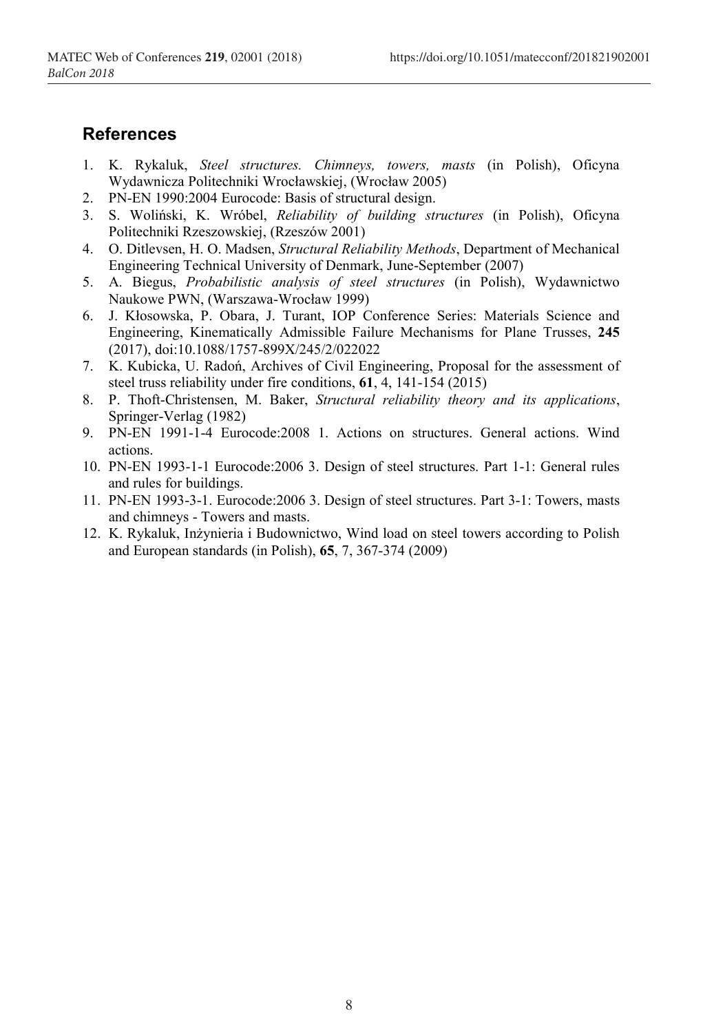## References

1. K. Rykaluk, *Steel structures. Chimneys, towers, masts* (in Polish), Oficyna Wydawnicza Politechniki Wrocławskiej, (Wrocław 2005)
2. PN-EN 1990:2004 Eurocode: Basis of structural design.
3. S. Woliński, K. Wróbel, *Reliability of building structures* (in Polish), Oficyna Politechniki Rzeszowskiej, (Rzeszów 2001)
4. O. Ditlevsen, H. O. Madsen, *Structural Reliability Methods*, Department of Mechanical Engineering Technical University of Denmark, June-September (2007)
5. A. Biegus, *Probabilistic analysis of steel structures* (in Polish), Wydawnictwo Naukowe PWN, (Warszawa-Wrocław 1999)
6. J. Kłosowska, P. Obara, J. Turant, IOP Conference Series: Materials Science and Engineering, Kinematically Admissible Failure Mechanisms for Plane Trusses, **245** (2017), doi:10.1088/1757-899X/245/2/022022
7. K. Kubicka, U. Radoń, Archives of Civil Engineering, Proposal for the assessment of steel truss reliability under fire conditions, **61**, 4, 141-154 (2015)
8. P. Thoft-Christensen, M. Baker, *Structural reliability theory and its applications*, Springer-Verlag (1982)
9. PN-EN 1991-1-4 Eurocode:2008 1. Actions on structures. General actions. Wind actions.
10. PN-EN 1993-1-1 Eurocode:2006 3. Design of steel structures. Part 1-1: General rules and rules for buildings.
11. PN-EN 1993-3-1. Eurocode:2006 3. Design of steel structures. Part 3-1: Towers, masts and chimneys - Towers and masts.
12. K. Rykaluk, Inżynieria i Budownictwo, Wind load on steel towers according to Polish and European standards (in Polish), **65**, 7, 367-374 (2009)